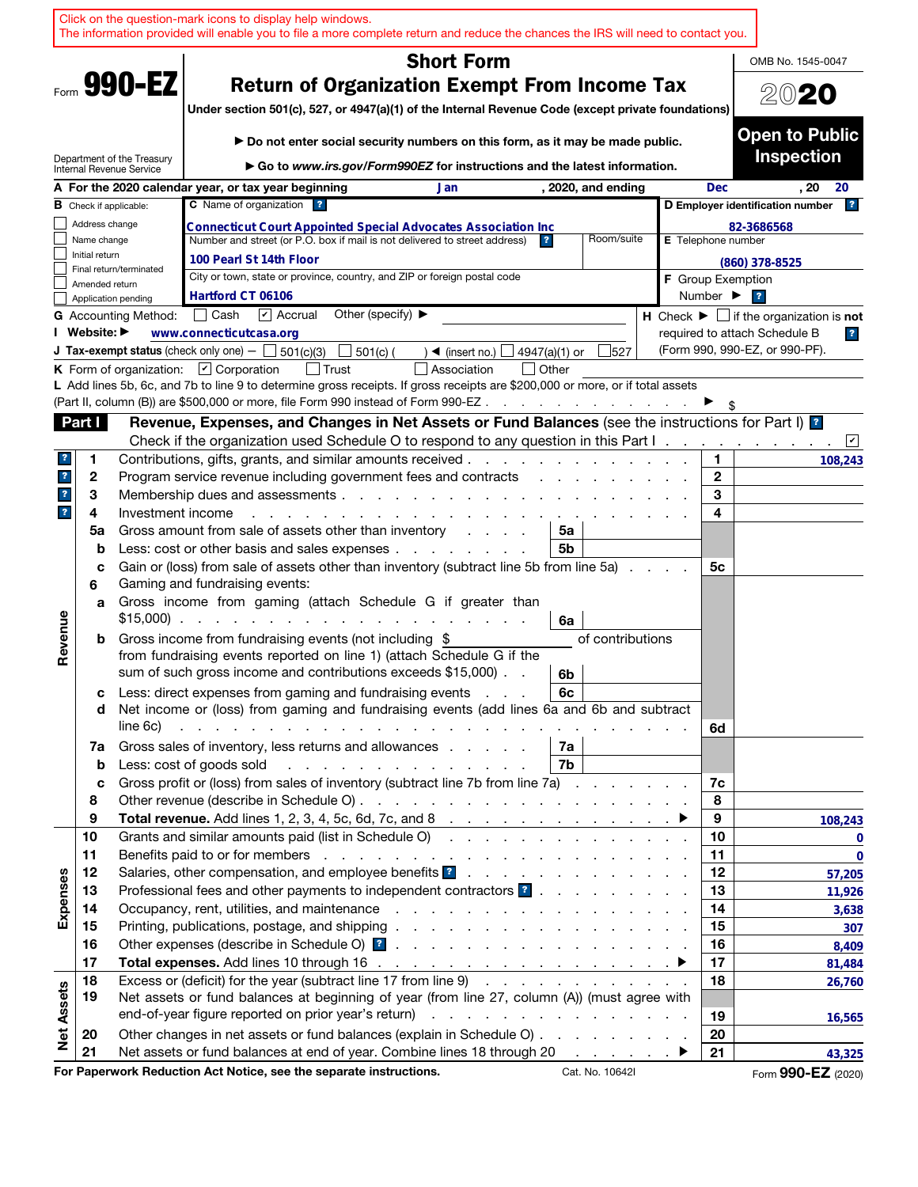Click on the question-mark icons to display help windows.
The information provided will enable you to file a more complete return and reduce the chances the IRS will need to contact you.

Form **990-EZ**

Department of the Treasury
Internal Revenue Service

# Short Form
## Return of Organization Exempt From Income Tax

**Under section 501(c), 527, or 4947(a)(1) of the Internal Revenue Code (except private foundations)**

▶ **Do not enter social security numbers on this form, as it may be made public.**

▶ **Go to *www.irs.gov/Form990EZ* for instructions and the latest information.**

OMB No. 1545-0047

**2020**

**Open to Public Inspection**

**A** For the 2020 calendar year, or tax year beginning Jan , 2020, and ending Dec , 20 20

**B** Check if applicable:
- ☐ Address change
- ☐ Name change
- ☐ Initial return
- ☐ Final return/terminated
- ☐ Amended return
- ☐ Application pending

**C** Name of organization: Connecticut Court Appointed Special Advocates Association Inc

Number and street (or P.O. box if mail is not delivered to street address): 100 Pearl St 14th Floor — Room/suite:

City or town, state or province, country, and ZIP or foreign postal code: Hartford CT 06106

**D** Employer identification number: 82-3686568

**E** Telephone number: (860) 378-8525

**F** Group Exemption Number ▶

**G** Accounting Method: ☐ Cash ☑ Accrual Other (specify) ▶

**H** Check ▶ ☐ if the organization is **not** required to attach Schedule B (Form 990, 990-EZ, or 990-PF).

**I** Website: ▶ www.connecticutcasa.org

**J** Tax-exempt status (check only one) — ☐ 501(c)(3) ☐ 501(c) ( ) ◀ (insert no.) ☐ 4947(a)(1) or ☐ 527

**K** Form of organization: ☑ Corporation ☐ Trust ☐ Association ☐ Other

**L** Add lines 5b, 6c, and 7b to line 9 to determine gross receipts. If gross receipts are $200,000 or more, or if total assets (Part II, column (B)) are $500,000 or more, file Form 990 instead of Form 990-EZ . . . ▶ $

**Part I** **Revenue, Expenses, and Changes in Net Assets or Fund Balances** (see the instructions for Part I)

Check if the organization used Schedule O to respond to any question in this Part I . . . ☑

| Section | Line | Description | Sub-line | Sub-amount | Line | Amount |
|---|---|---|---|---|---|---|
| Revenue | 1 | Contributions, gifts, grants, and similar amounts received | | | 1 | 108,243 |
| | 2 | Program service revenue including government fees and contracts | | | 2 | |
| | 3 | Membership dues and assessments | | | 3 | |
| | 4 | Investment income | | | 4 | |
| | 5a | Gross amount from sale of assets other than inventory | 5a | | | |
| | b | Less: cost or other basis and sales expenses | 5b | | | |
| | c | Gain or (loss) from sale of assets other than inventory (subtract line 5b from line 5a) | | | 5c | |
| | 6 | Gaming and fundraising events: | | | | |
| | a | Gross income from gaming (attach Schedule G if greater than $15,000) | 6a | | | |
| | b | Gross income from fundraising events (not including $ ______ of contributions from fundraising events reported on line 1) (attach Schedule G if the sum of such gross income and contributions exceeds $15,000) | 6b | | | |
| | c | Less: direct expenses from gaming and fundraising events | 6c | | | |
| | d | Net income or (loss) from gaming and fundraising events (add lines 6a and 6b and subtract line 6c) | | | 6d | |
| | 7a | Gross sales of inventory, less returns and allowances | 7a | | | |
| | b | Less: cost of goods sold | 7b | | | |
| | c | Gross profit or (loss) from sales of inventory (subtract line 7b from line 7a) | | | 7c | |
| | 8 | Other revenue (describe in Schedule O) | | | 8 | |
| | 9 | **Total revenue.** Add lines 1, 2, 3, 4, 5c, 6d, 7c, and 8 ▶ | | | 9 | 108,243 |
| Expenses | 10 | Grants and similar amounts paid (list in Schedule O) | | | 10 | 0 |
| | 11 | Benefits paid to or for members | | | 11 | 0 |
| | 12 | Salaries, other compensation, and employee benefits | | | 12 | 57,205 |
| | 13 | Professional fees and other payments to independent contractors | | | 13 | 11,926 |
| | 14 | Occupancy, rent, utilities, and maintenance | | | 14 | 3,638 |
| | 15 | Printing, publications, postage, and shipping | | | 15 | 307 |
| | 16 | Other expenses (describe in Schedule O) | | | 16 | 8,409 |
| | 17 | **Total expenses.** Add lines 10 through 16 ▶ | | | 17 | 81,484 |
| Net Assets | 18 | Excess or (deficit) for the year (subtract line 17 from line 9) | | | 18 | 26,760 |
| | 19 | Net assets or fund balances at beginning of year (from line 27, column (A)) (must agree with end-of-year figure reported on prior year's return) | | | 19 | 16,565 |
| | 20 | Other changes in net assets or fund balances (explain in Schedule O) | | | 20 | |
| | 21 | Net assets or fund balances at end of year. Combine lines 18 through 20 ▶ | | | 21 | 43,325 |

**For Paperwork Reduction Act Notice, see the separate instructions.** Cat. No. 10642I Form **990-EZ** (2020)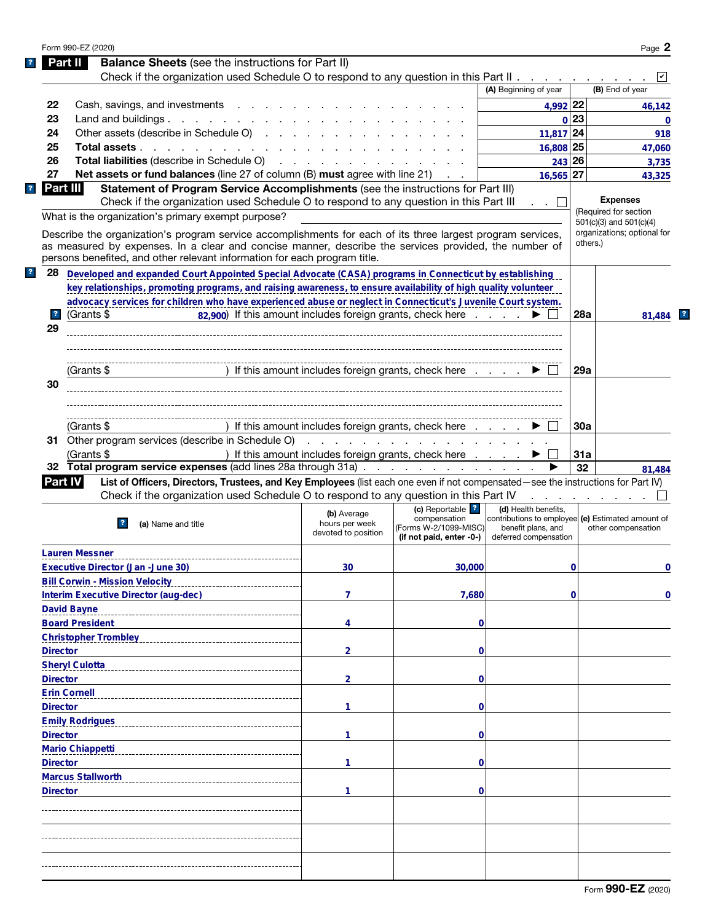Form 990-EZ (2020)

## Part II Balance Sheets (see the instructions for Part II)

Check if the organization used Schedule O to respond to any question in this Part II . . . . . . . . . . ☑

| | | (A) Beginning of year | | (B) End of year |
|---|---|---|---|---|
| 22 | Cash, savings, and investments | 4,992 | 22 | 46,142 |
| 23 | Land and buildings | 0 | 23 | 0 |
| 24 | Other assets (describe in Schedule O) | 11,817 | 24 | 918 |
| 25 | **Total assets** | 16,808 | 25 | 47,060 |
| 26 | **Total liabilities** (describe in Schedule O) | 243 | 26 | 3,735 |
| 27 | **Net assets or fund balances** (line 27 of column (B) **must** agree with line 21) | 16,565 | 27 | 43,325 |

## Part III Statement of Program Service Accomplishments (see the instructions for Part III)

Check if the organization used Schedule O to respond to any question in this Part III . . ☐

What is the organization's primary exempt purpose?

Describe the organization's program service accomplishments for each of its three largest program services, as measured by expenses. In a clear and concise manner, describe the services provided, the number of persons benefited, and other relevant information for each program title.

**Expenses** (Required for section 501(c)(3) and 501(c)(4) organizations; optional for others.)

| | | | Expenses |
|---|---|---|---|
| 28 | Developed and expanded Court Appointed Special Advocate (CASA) programs in Connecticut by establishing key relationships, promoting programs, and raising awareness, to ensure availability of high quality volunteer advocacy services for children who have experienced abuse or neglect in Connecticut's Juvenile Court system. (Grants $ 82,900) If this amount includes foreign grants, check here . . . . ▶ ☐ | 28a | 81,484 |
| 29 | (Grants $ ) If this amount includes foreign grants, check here . . . . ▶ ☐ | 29a | |
| 30 | (Grants $ ) If this amount includes foreign grants, check here . . . . ▶ ☐ | 30a | |
| 31 | Other program services (describe in Schedule O) (Grants $ ) If this amount includes foreign grants, check here . . . . ▶ ☐ | 31a | |
| 32 | **Total program service expenses** (add lines 28a through 31a) . . . ▶ | 32 | 81,484 |

## Part IV List of Officers, Directors, Trustees, and Key Employees (list each one even if not compensated—see the instructions for Part IV)

Check if the organization used Schedule O to respond to any question in this Part IV . . . . . . . . ☐

| (a) Name and title | (b) Average hours per week devoted to position | (c) Reportable compensation (Forms W-2/1099-MISC) (if not paid, enter -0-) | (d) Health benefits, contributions to employee benefit plans, and deferred compensation | (e) Estimated amount of other compensation |
|---|---|---|---|---|
| Lauren Messner<br>Executive Director (Jan -June 30) | 30 | 30,000 | 0 | 0 |
| Bill Corwin - Mission Velocity<br>Interim Executive Director (aug-dec) | 7 | 7,680 | 0 | 0 |
| David Bayne<br>Board President | 4 | 0 | | |
| Christopher Trombley<br>Director | 2 | 0 | | |
| Sheryl Culotta<br>Director | 2 | 0 | | |
| Erin Cornell<br>Director | 1 | 0 | | |
| Emily Rodrigues<br>Director | 1 | 0 | | |
| Mario Chiappetti<br>Director | 1 | 0 | | |
| Marcus Stallworth<br>Director | 1 | 0 | | |
| | | | | |
| | | | | |
| | | | | |

Form **990-EZ** (2020)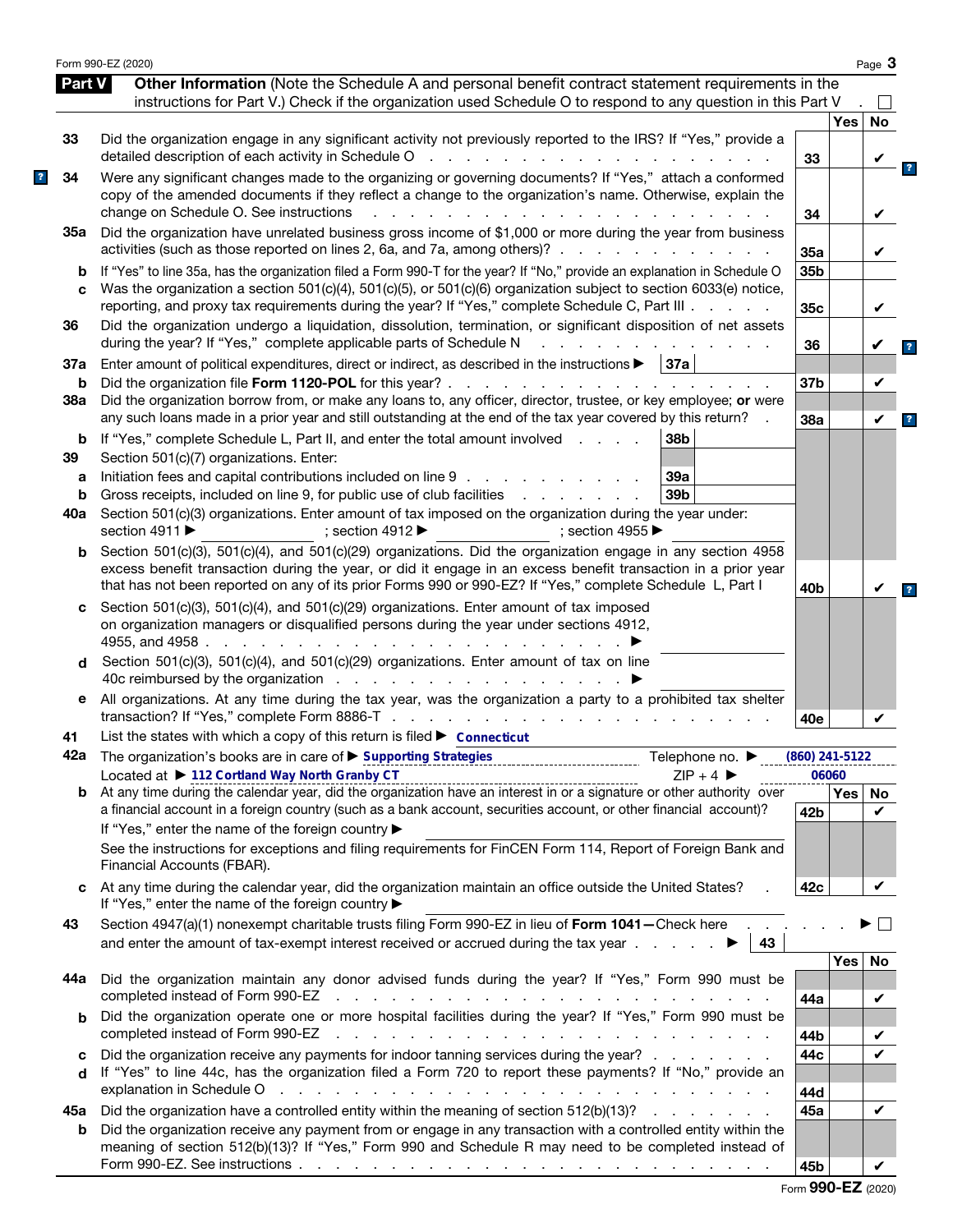Form 990-EZ (2020)

## Part V Other Information (Note the Schedule A and personal benefit contract statement requirements in the instructions for Part V.) Check if the organization used Schedule O to respond to any question in this Part V . ☐

| | | | Yes | No |
|---|---|---|---|---|
| 33 | Did the organization engage in any significant activity not previously reported to the IRS? If "Yes," provide a detailed description of each activity in Schedule O | 33 | | ✔ |
| 34 | Were any significant changes made to the organizing or governing documents? If "Yes," attach a conformed copy of the amended documents if they reflect a change to the organization's name. Otherwise, explain the change on Schedule O. See instructions | 34 | | ✔ |
| 35a | Did the organization have unrelated business gross income of $1,000 or more during the year from business activities (such as those reported on lines 2, 6a, and 7a, among others)? | 35a | | ✔ |
| b | If "Yes" to line 35a, has the organization filed a Form 990-T for the year? If "No," provide an explanation in Schedule O | 35b | | |
| c | Was the organization a section 501(c)(4), 501(c)(5), or 501(c)(6) organization subject to section 6033(e) notice, reporting, and proxy tax requirements during the year? If "Yes," complete Schedule C, Part III | 35c | | ✔ |
| 36 | Did the organization undergo a liquidation, dissolution, termination, or significant disposition of net assets during the year? If "Yes," complete applicable parts of Schedule N | 36 | | ✔ |
| 37a | Enter amount of political expenditures, direct or indirect, as described in the instructions ▶ 37a | | | |
| b | Did the organization file **Form 1120-POL** for this year? | 37b | | ✔ |
| 38a | Did the organization borrow from, or make any loans to, any officer, director, trustee, or key employee; **or** were any such loans made in a prior year and still outstanding at the end of the tax year covered by this return? | 38a | | ✔ |
| b | If "Yes," complete Schedule L, Part II, and enter the total amount involved 38b | | | |
| 39 | Section 501(c)(7) organizations. Enter: | | | |
| a | Initiation fees and capital contributions included on line 9 39a | | | |
| b | Gross receipts, included on line 9, for public use of club facilities 39b | | | |
| 40a | Section 501(c)(3) organizations. Enter amount of tax imposed on the organization during the year under: section 4911 ▶ ; section 4912 ▶ ; section 4955 ▶ | | | |
| b | Section 501(c)(3), 501(c)(4), and 501(c)(29) organizations. Did the organization engage in any section 4958 excess benefit transaction during the year, or did it engage in an excess benefit transaction in a prior year that has not been reported on any of its prior Forms 990 or 990-EZ? If "Yes," complete Schedule L, Part I | 40b | | ✔ |
| c | Section 501(c)(3), 501(c)(4), and 501(c)(29) organizations. Enter amount of tax imposed on organization managers or disqualified persons during the year under sections 4912, 4955, and 4958 ▶ | | | |
| d | Section 501(c)(3), 501(c)(4), and 501(c)(29) organizations. Enter amount of tax on line 40c reimbursed by the organization ▶ | | | |
| e | All organizations. At any time during the tax year, was the organization a party to a prohibited tax shelter transaction? If "Yes," complete Form 8886-T | 40e | | ✔ |

41 List the states with which a copy of this return is filed ▶ Connecticut

42a The organization's books are in care of ▶ Supporting Strategies Telephone no. ▶ (860) 241-5122
Located at ▶ 112 Cortland Way North Granby CT ZIP + 4 ▶ 06060

| | | | Yes | No |
|---|---|---|---|---|
| b | At any time during the calendar year, did the organization have an interest in or a signature or other authority over a financial account in a foreign country (such as a bank account, securities account, or other financial account)? If "Yes," enter the name of the foreign country ▶ See the instructions for exceptions and filing requirements for FinCEN Form 114, Report of Foreign Bank and Financial Accounts (FBAR). | 42b | | ✔ |
| c | At any time during the calendar year, did the organization maintain an office outside the United States? If "Yes," enter the name of the foreign country ▶ | 42c | | ✔ |

43 Section 4947(a)(1) nonexempt charitable trusts filing Form 990-EZ in lieu of **Form 1041**—Check here ▶ ☐
and enter the amount of tax-exempt interest received or accrued during the tax year ▶ 43

| | | | Yes | No |
|---|---|---|---|---|
| 44a | Did the organization maintain any donor advised funds during the year? If "Yes," Form 990 must be completed instead of Form 990-EZ | 44a | | ✔ |
| b | Did the organization operate one or more hospital facilities during the year? If "Yes," Form 990 must be completed instead of Form 990-EZ | 44b | | ✔ |
| c | Did the organization receive any payments for indoor tanning services during the year? | 44c | | ✔ |
| d | If "Yes" to line 44c, has the organization filed a Form 720 to report these payments? If "No," provide an explanation in Schedule O | 44d | | |
| 45a | Did the organization have a controlled entity within the meaning of section 512(b)(13)? | 45a | | ✔ |
| b | Did the organization receive any payment from or engage in any transaction with a controlled entity within the meaning of section 512(b)(13)? If "Yes," Form 990 and Schedule R may need to be completed instead of Form 990-EZ. See instructions | 45b | | ✔ |

Form **990-EZ** (2020)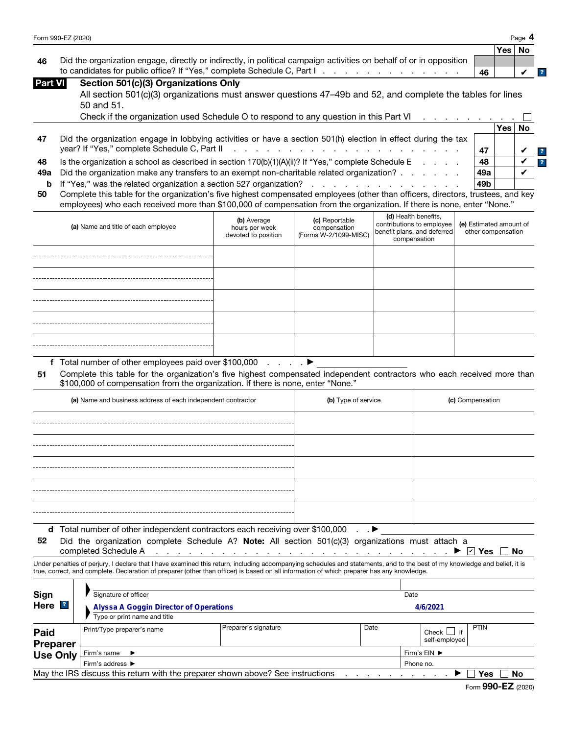Form 990-EZ (2020) Page 4

| | | | Yes | No |
|---|---|---|---|---|
| 46 | Did the organization engage, directly or indirectly, in political campaign activities on behalf of or in opposition to candidates for public office? If "Yes," complete Schedule C, Part I | 46 | | ✔ |

## Part VI Section 501(c)(3) Organizations Only

All section 501(c)(3) organizations must answer questions 47–49b and 52, and complete the tables for lines 50 and 51.

Check if the organization used Schedule O to respond to any question in this Part VI ☐

| | | | Yes | No |
|---|---|---|---|---|
| 47 | Did the organization engage in lobbying activities or have a section 501(h) election in effect during the tax year? If "Yes," complete Schedule C, Part II | 47 | | ✔ |
| 48 | Is the organization a school as described in section 170(b)(1)(A)(ii)? If "Yes," complete Schedule E | 48 | | ✔ |
| 49a | Did the organization make any transfers to an exempt non-charitable related organization? | 49a | | ✔ |
| b | If "Yes," was the related organization a section 527 organization? | 49b | | |

**50** Complete this table for the organization's five highest compensated employees (other than officers, directors, trustees, and key employees) who each received more than $100,000 of compensation from the organization. If there is none, enter "None."

| (a) Name and title of each employee | (b) Average hours per week devoted to position | (c) Reportable compensation (Forms W-2/1099-MISC) | (d) Health benefits, contributions to employee benefit plans, and deferred compensation | (e) Estimated amount of other compensation |
|---|---|---|---|---|
| | | | | |
| | | | | |
| | | | | |
| | | | | |
| | | | | |

**f** Total number of other employees paid over $100,000 ▶

**51** Complete this table for the organization's five highest compensated independent contractors who each received more than $100,000 of compensation from the organization. If there is none, enter "None."

| (a) Name and business address of each independent contractor | (b) Type of service | (c) Compensation |
|---|---|---|
| | | |
| | | |
| | | |
| | | |
| | | |

**d** Total number of other independent contractors each receiving over $100,000 ▶

**52** Did the organization complete Schedule A? **Note:** All section 501(c)(3) organizations must attach a completed Schedule A ▶ ☑ Yes ☐ No

Under penalties of perjury, I declare that I have examined this return, including accompanying schedules and statements, and to the best of my knowledge and belief, it is true, correct, and complete. Declaration of preparer (other than officer) is based on all information of which preparer has any knowledge.

**Sign Here**

Signature of officer — Date

Alyssa A Goggin Director of Operations — 4/6/2021

Type or print name and title

**Paid Preparer Use Only**

| Print/Type preparer's name | Preparer's signature | Date | Check ☐ if self-employed | PTIN |
|---|---|---|---|---|
| | | | | |

Firm's name ▶ — Firm's EIN ▶

Firm's address ▶ — Phone no.

May the IRS discuss this return with the preparer shown above? See instructions ▶ ☐ Yes ☐ No

Form **990-EZ** (2020)